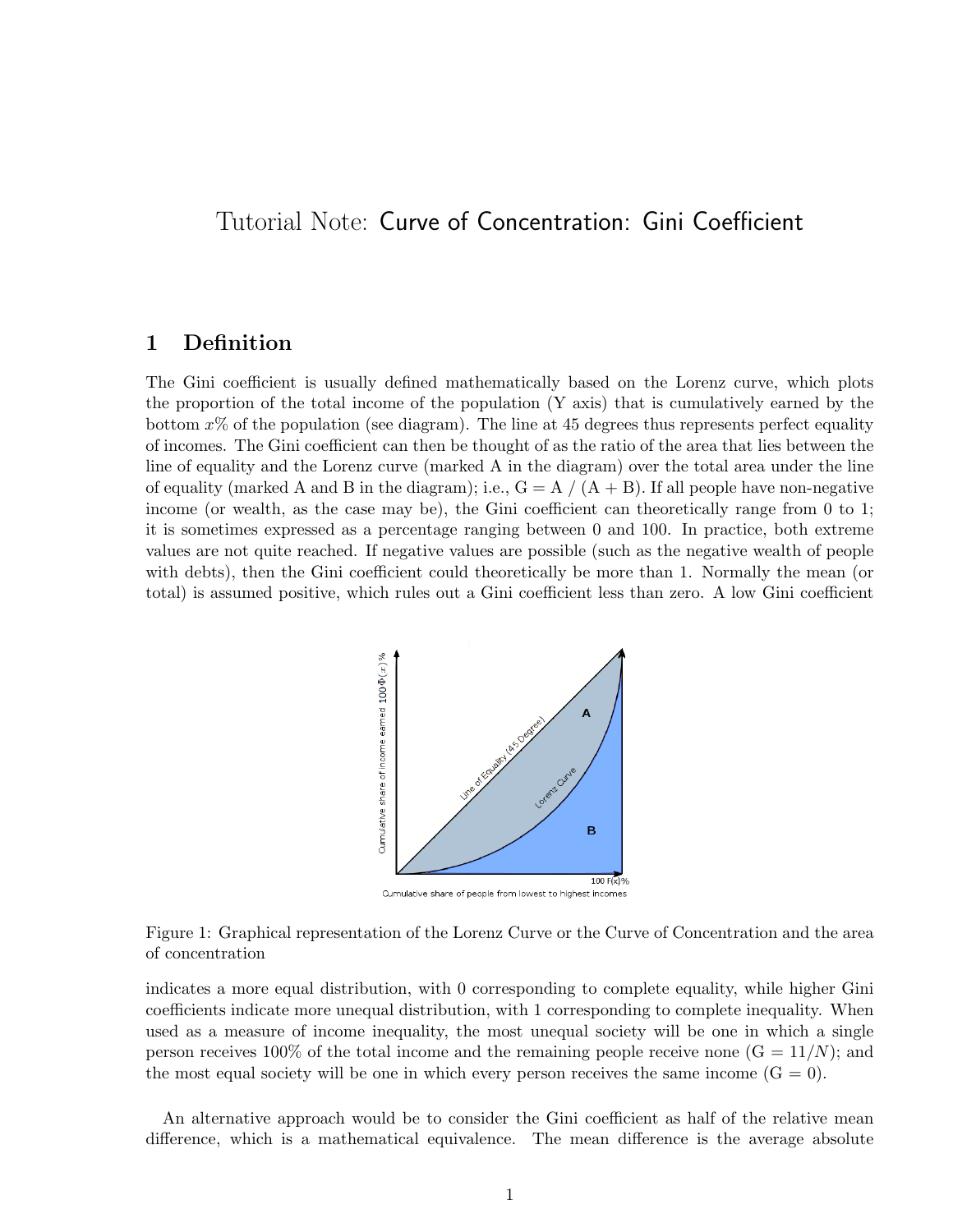# Tutorial Note: Curve of Concentration: Gini Coefficient

## 1 Definition

The Gini coefficient is usually defined mathematically based on the Lorenz curve, which plots the proportion of the total income of the population (Y axis) that is cumulatively earned by the bottom $x$% of the population (see diagram). The line at 45 degrees thus represents perfect equality of incomes. The Gini coefficient can then be thought of as the ratio of the area that lies between the line of equality and the Lorenz curve (marked A in the diagram) over the total area under the line of equality (marked A and B in the diagram); i.e., G = A / (A + B). If all people have non-negative income (or wealth, as the case may be), the Gini coefficient can theoretically range from 0 to 1; it is sometimes expressed as a percentage ranging between 0 and 100. In practice, both extreme values are not quite reached. If negative values are possible (such as the negative wealth of people with debts), then the Gini coefficient could theoretically be more than 1. Normally the mean (or total) is assumed positive, which rules out a Gini coefficient less than zero. A low Gini coefficient indicates a more equal distribution, with 0 corresponding to complete equality, while higher Gini coefficients indicate more unequal distribution, with 1 corresponding to complete inequality. When used as a measure of income inequality, the most unequal society will be one in which a single person receives 100% of the total income and the remaining people receive none (G = $11/N$); and the most equal society will be one in which every person receives the same income (G = 0).

Figure 1: Graphical representation of the Lorenz Curve or the Curve of Concentration and the area of concentration

An alternative approach would be to consider the Gini coefficient as half of the relative mean difference, which is a mathematical equivalence. The mean difference is the average absolute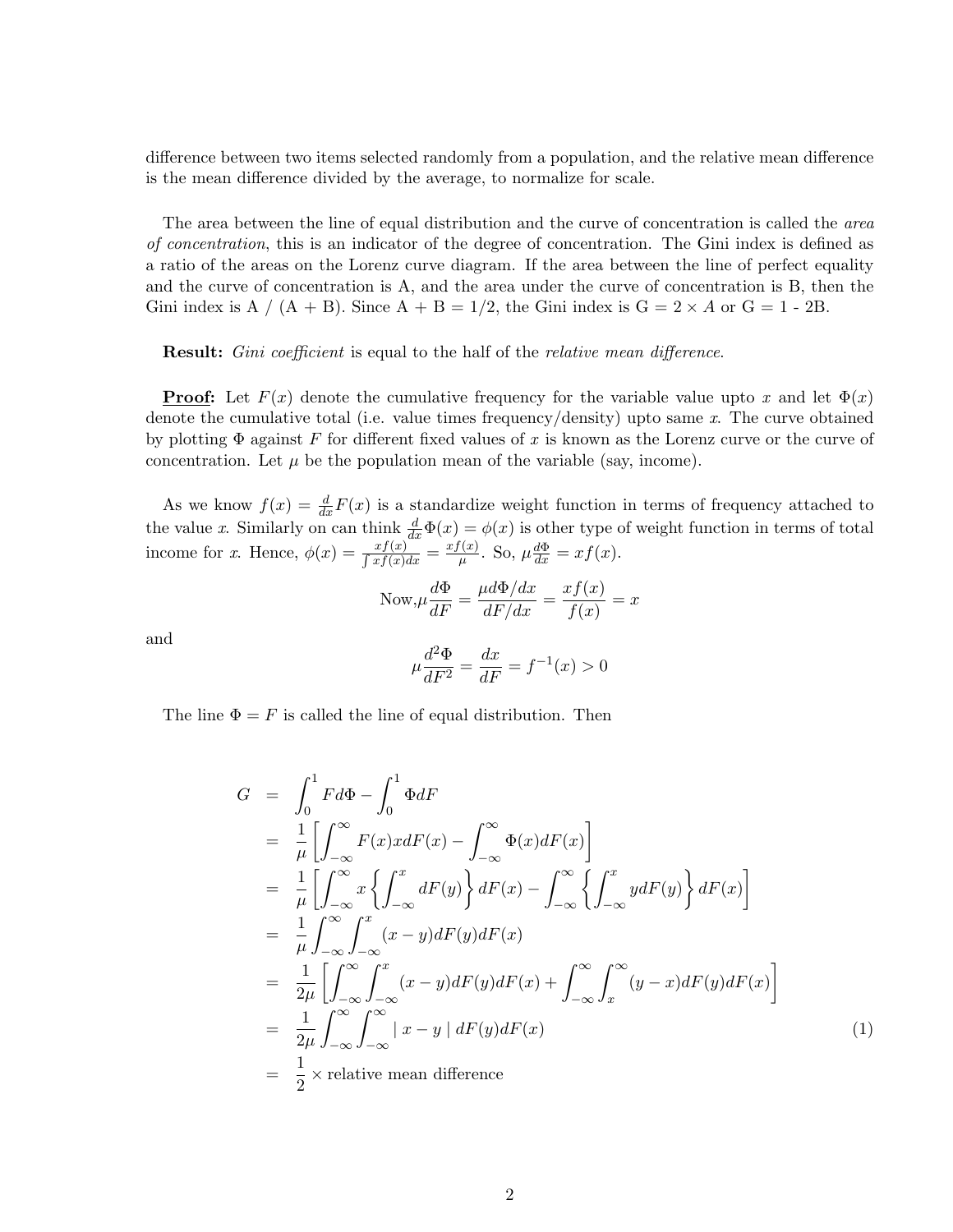difference between two items selected randomly from a population, and the relative mean difference is the mean difference divided by the average, to normalize for scale.

The area between the line of equal distribution and the curve of concentration is called the *area of concentration*, this is an indicator of the degree of concentration. The Gini index is defined as a ratio of the areas on the Lorenz curve diagram. If the area between the line of perfect equality and the curve of concentration is A, and the area under the curve of concentration is B, then the Gini index is A / (A + B). Since A + B = 1/2, the Gini index is G = $2 \times A$ or G = 1 - 2B.

**Result:** *Gini coefficient* is equal to the half of the *relative mean difference*.

**Proof:** Let $F(x)$ denote the cumulative frequency for the variable value upto $x$ and let $\Phi(x)$ denote the cumulative total (i.e. value times frequency/density) upto same $x$. The curve obtained by plotting $\Phi$ against $F$ for different fixed values of $x$ is known as the Lorenz curve or the curve of concentration. Let $\mu$ be the population mean of the variable (say, income).

As we know $f(x) = \frac{d}{dx}F(x)$ is a standardize weight function in terms of frequency attached to the value $x$. Similarly on can think $\frac{d}{dx}\Phi(x) = \phi(x)$ is other type of weight function in terms of total income for $x$. Hence, $\phi(x) = \frac{xf(x)}{\int xf(x)dx} = \frac{xf(x)}{\mu}$. So, $\mu\frac{d\Phi}{dx} = xf(x)$.

$$\text{Now,} \mu\frac{d\Phi}{dF} = \frac{\mu d\Phi/dx}{dF/dx} = \frac{xf(x)}{f(x)} = x$$

and

$$\mu\frac{d^2\Phi}{dF^2} = \frac{dx}{dF} = f^{-1}(x) > 0$$

The line $\Phi = F$ is called the line of equal distribution. Then

$$\begin{aligned}
G &= \int_0^1 F d\Phi - \int_0^1 \Phi dF \\
&= \frac{1}{\mu}\left[\int_{-\infty}^{\infty} F(x) x dF(x) - \int_{-\infty}^{\infty} \Phi(x) dF(x)\right] \\
&= \frac{1}{\mu}\left[\int_{-\infty}^{\infty} x\left\{\int_{-\infty}^{x} dF(y)\right\} dF(x) - \int_{-\infty}^{\infty}\left\{\int_{-\infty}^{x} y dF(y)\right\} dF(x)\right] \\
&= \frac{1}{\mu}\int_{-\infty}^{\infty}\int_{-\infty}^{x}(x-y) dF(y) dF(x) \\
&= \frac{1}{2\mu}\left[\int_{-\infty}^{\infty}\int_{-\infty}^{x}(x-y) dF(y) dF(x) + \int_{-\infty}^{\infty}\int_{x}^{\infty}(y-x) dF(y) dF(x)\right] \\
&= \frac{1}{2\mu}\int_{-\infty}^{\infty}\int_{-\infty}^{\infty} \mid x-y \mid dF(y) dF(x) \qquad (1) \\
&= \frac{1}{2} \times \text{relative mean difference}
\end{aligned}$$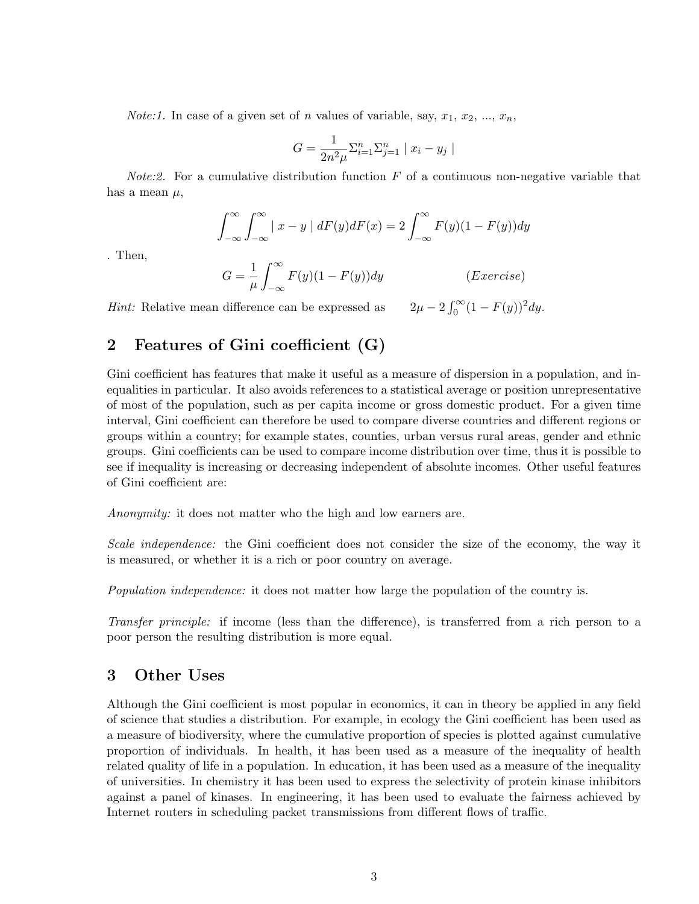*Note:1.* In case of a given set of $n$ values of variable, say, $x_1$, $x_2$, ..., $x_n$,

$$G = \frac{1}{2n^2\mu} \Sigma_{i=1}^{n} \Sigma_{j=1}^{n} \mid x_i - y_j \mid$$

*Note:2.* For a cumulative distribution function $F$ of a continuous non-negative variable that has a mean $\mu$,

$$\int_{-\infty}^{\infty} \int_{-\infty}^{\infty} \mid x - y \mid dF(y) dF(x) = 2 \int_{-\infty}^{\infty} F(y)(1 - F(y)) dy$$

. Then,

$$G = \frac{1}{\mu} \int_{-\infty}^{\infty} F(y)(1 - F(y)) dy \qquad (Exercise)$$

*Hint:* Relative mean difference can be expressed as $2\mu - 2\int_0^\infty (1 - F(y))^2 dy$.

## 2 Features of Gini coefficient (G)

Gini coefficient has features that make it useful as a measure of dispersion in a population, and inequalities in particular. It also avoids references to a statistical average or position unrepresentative of most of the population, such as per capita income or gross domestic product. For a given time interval, Gini coefficient can therefore be used to compare diverse countries and different regions or groups within a country; for example states, counties, urban versus rural areas, gender and ethnic groups. Gini coefficients can be used to compare income distribution over time, thus it is possible to see if inequality is increasing or decreasing independent of absolute incomes. Other useful features of Gini coefficient are:

*Anonymity:* it does not matter who the high and low earners are.

*Scale independence:* the Gini coefficient does not consider the size of the economy, the way it is measured, or whether it is a rich or poor country on average.

*Population independence:* it does not matter how large the population of the country is.

*Transfer principle:* if income (less than the difference), is transferred from a rich person to a poor person the resulting distribution is more equal.

## 3 Other Uses

Although the Gini coefficient is most popular in economics, it can in theory be applied in any field of science that studies a distribution. For example, in ecology the Gini coefficient has been used as a measure of biodiversity, where the cumulative proportion of species is plotted against cumulative proportion of individuals. In health, it has been used as a measure of the inequality of health related quality of life in a population. In education, it has been used as a measure of the inequality of universities. In chemistry it has been used to express the selectivity of protein kinase inhibitors against a panel of kinases. In engineering, it has been used to evaluate the fairness achieved by Internet routers in scheduling packet transmissions from different flows of traffic.